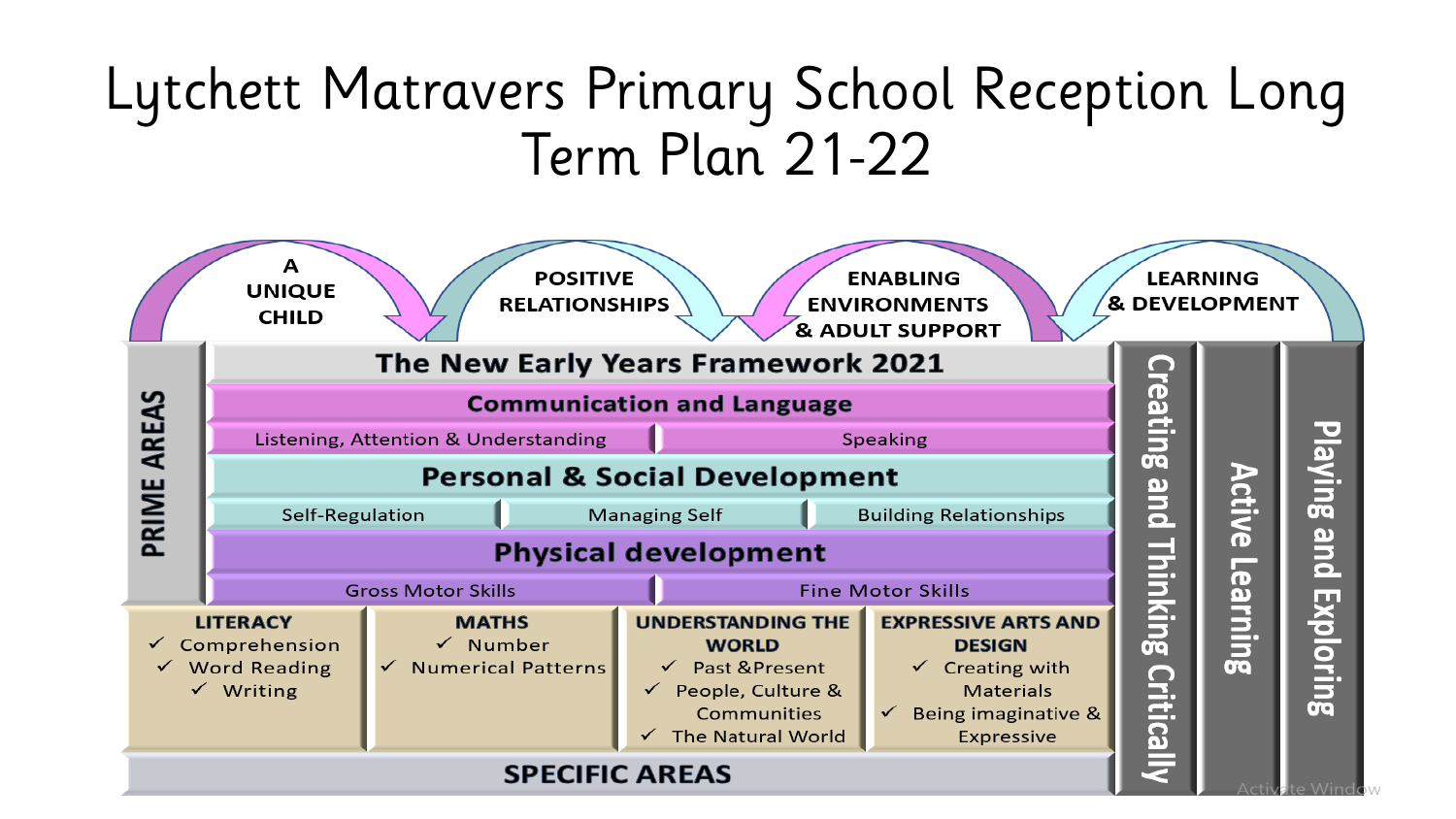# Lytchett Matravers Primary School Reception Long Term Plan 21-22

**A UNIQUE CHILD** → **POSITIVE RELATIONSHIPS** → **ENABLING ENVIRONMENTS & ADULT SUPPORT** → **LEARNING & DEVELOPMENT**

## The New Early Years Framework 2021

### PRIME AREAS

**Communication and Language**
- Listening, Attention & Understanding
- Speaking

**Personal & Social Development**
- Self-Regulation
- Managing Self
- Building Relationships

**Physical development**
- Gross Motor Skills
- Fine Motor Skills

### SPECIFIC AREAS

| LITERACY | MATHS | UNDERSTANDING THE WORLD | EXPRESSIVE ARTS AND DESIGN |
|---|---|---|---|
| ✓ Comprehension<br>✓ Word Reading<br>✓ Writing | ✓ Number<br>✓ Numerical Patterns | ✓ Past &Present<br>✓ People, Culture & Communities<br>✓ The Natural World | ✓ Creating with Materials<br>✓ Being imaginative & Expressive |

**Creating and Thinking Critically** | **Active Learning** | **Playing and Exploring**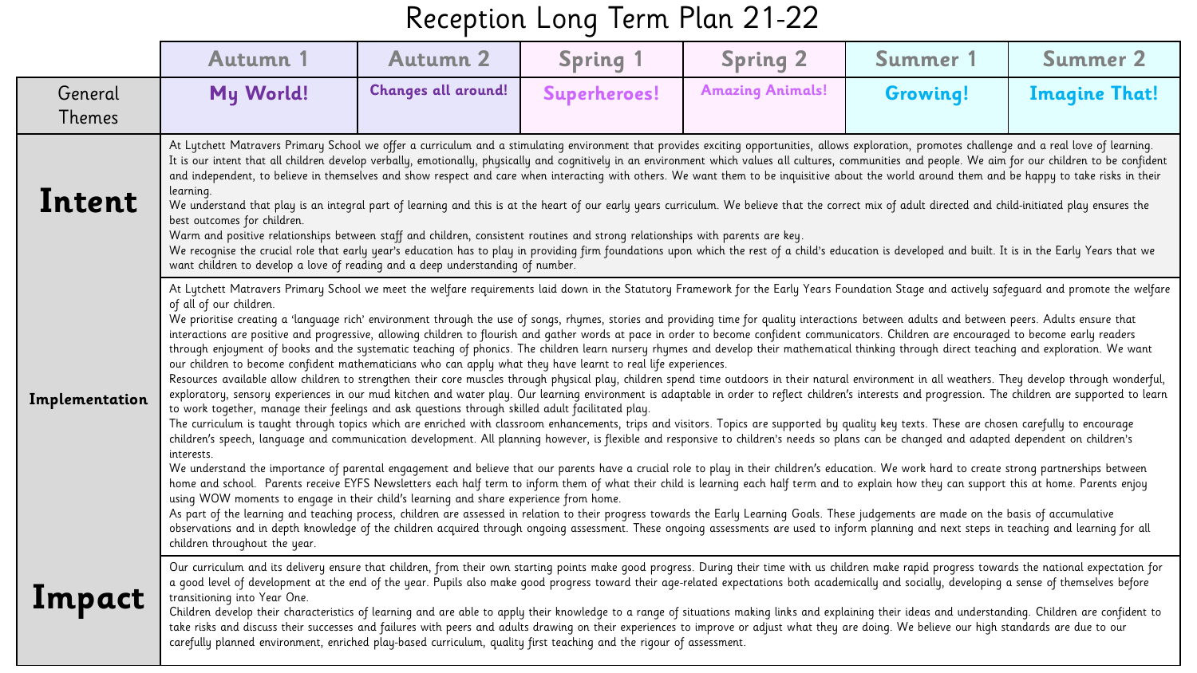# Reception Long Term Plan 21-22

| | Autumn 1 | Autumn 2 | Spring 1 | Spring 2 | Summer 1 | Summer 2 |
|---|---|---|---|---|---|---|
| General Themes | **My World!** | **Changes all around!** | **Superheroes!** | **Amazing Animals!** | **Growing!** | **Imagine That!** |
| **Intent** | At Lytchett Matravers Primary School we offer a curriculum and a stimulating environment that provides exciting opportunities, allows exploration, promotes challenge and a real love of learning.<br>It is our intent that all children develop verbally, emotionally, physically and cognitively in an environment which values all cultures, communities and people. We aim for our children to be confident and independent, to believe in themselves and show respect and care when interacting with others. We want them to be inquisitive about the world around them and be happy to take risks in their learning.<br>We understand that play is an integral part of learning and this is at the heart of our early years curriculum. We believe that the correct mix of adult directed and child-initiated play ensures the best outcomes for children.<br>Warm and positive relationships between staff and children, consistent routines and strong relationships with parents are key.<br>We recognise the crucial role that early year's education has to play in providing firm foundations upon which the rest of a child's education is developed and built. It is in the Early Years that we want children to develop a love of reading and a deep understanding of number. | | | | | |
| **Implementation** | At Lytchett Matravers Primary School we meet the welfare requirements laid down in the Statutory Framework for the Early Years Foundation Stage and actively safeguard and promote the welfare of all of our children.<br>We prioritise creating a 'language rich' environment through the use of songs, rhymes, stories and providing time for quality interactions between adults and between peers. Adults ensure that interactions are positive and progressive, allowing children to flourish and gather words at pace in order to become confident communicators. Children are encouraged to become early readers through enjoyment of books and the systematic teaching of phonics. The children learn nursery rhymes and develop their mathematical thinking through direct teaching and exploration. We want our children to become confident mathematicians who can apply what they have learnt to real life experiences.<br>Resources available allow children to strengthen their core muscles through physical play, children spend time outdoors in their natural environment in all weathers. They develop through wonderful, exploratory, sensory experiences in our mud kitchen and water play. Our learning environment is adaptable in order to reflect children's interests and progression. The children are supported to learn to work together, manage their feelings and ask questions through skilled adult facilitated play.<br>The curriculum is taught through topics which are enriched with classroom enhancements, trips and visitors. Topics are supported by quality key texts. These are chosen carefully to encourage children's speech, language and communication development. All planning however, is flexible and responsive to children's needs so plans can be changed and adapted dependent on children's interests.<br>We understand the importance of parental engagement and believe that our parents have a crucial role to play in their children's education. We work hard to create strong partnerships between home and school. Parents receive EYFS Newsletters each half term to inform them of what their child is learning each half term and to explain how they can support this at home. Parents enjoy using WOW moments to engage in their child's learning and share experience from home.<br>As part of the learning and teaching process, children are assessed in relation to their progress towards the Early Learning Goals. These judgements are made on the basis of accumulative observations and in depth knowledge of the children acquired through ongoing assessment. These ongoing assessments are used to inform planning and next steps in teaching and learning for all children throughout the year. | | | | | |
| **Impact** | Our curriculum and its delivery ensure that children, from their own starting points make good progress. During their time with us children make rapid progress towards the national expectation for a good level of development at the end of the year. Pupils also make good progress toward their age-related expectations both academically and socially, developing a sense of themselves before transitioning into Year One.<br>Children develop their characteristics of learning and are able to apply their knowledge to a range of situations making links and explaining their ideas and understanding. Children are confident to take risks and discuss their successes and failures with peers and adults drawing on their experiences to improve or adjust what they are doing. We believe our high standards are due to our carefully planned environment, enriched play-based curriculum, quality first teaching and the rigour of assessment. | | | | | |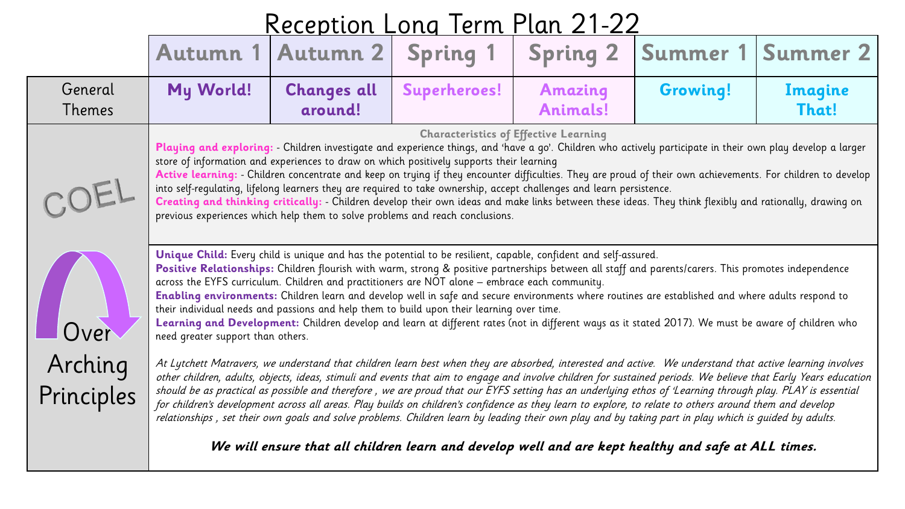# Reception Long Term Plan 21-22

| | Autumn 1 | Autumn 2 | Spring 1 | Spring 2 | Summer 1 | Summer 2 |
|---|---|---|---|---|---|---|
| General Themes | **My World!** | **Changes all around!** | **Superheroes!** | **Amazing Animals!** | **Growing!** | **Imagine That!** |

## COEL

**Characteristics of Effective Learning**

**Playing and exploring:** - Children investigate and experience things, and 'have a go'. Children who actively participate in their own play develop a larger store of information and experiences to draw on which positively supports their learning

**Active learning:** - Children concentrate and keep on trying if they encounter difficulties. They are proud of their own achievements. For children to develop into self-regulating, lifelong learners they are required to take ownership, accept challenges and learn persistence.

**Creating and thinking critically:** - Children develop their own ideas and make links between these ideas. They think flexibly and rationally, drawing on previous experiences which help them to solve problems and reach conclusions.

## Over Arching Principles

**Unique Child:** Every child is unique and has the potential to be resilient, capable, confident and self-assured.

**Positive Relationships:** Children flourish with warm, strong & positive partnerships between all staff and parents/carers. This promotes independence across the EYFS curriculum. Children and practitioners are NOT alone – embrace each community.

**Enabling environments:** Children learn and develop well in safe and secure environments where routines are established and where adults respond to their individual needs and passions and help them to build upon their learning over time.

**Learning and Development:** Children develop and learn at different rates (not in different ways as it stated 2017). We must be aware of children who need greater support than others.

*At Lytchett Matravers, we understand that children learn best when they are absorbed, interested and active. We understand that active learning involves other children, adults, objects, ideas, stimuli and events that aim to engage and involve children for sustained periods. We believe that Early Years education should be as practical as possible and therefore , we are proud that our EYFS setting has an underlying ethos of 'Learning through play. PLAY is essential for children's development across all areas. Play builds on children's confidence as they learn to explore, to relate to others around them and develop relationships , set their own goals and solve problems. Children learn by leading their own play and by taking part in play which is guided by adults.*

***We will ensure that all children learn and develop well and are kept healthy and safe at ALL times.***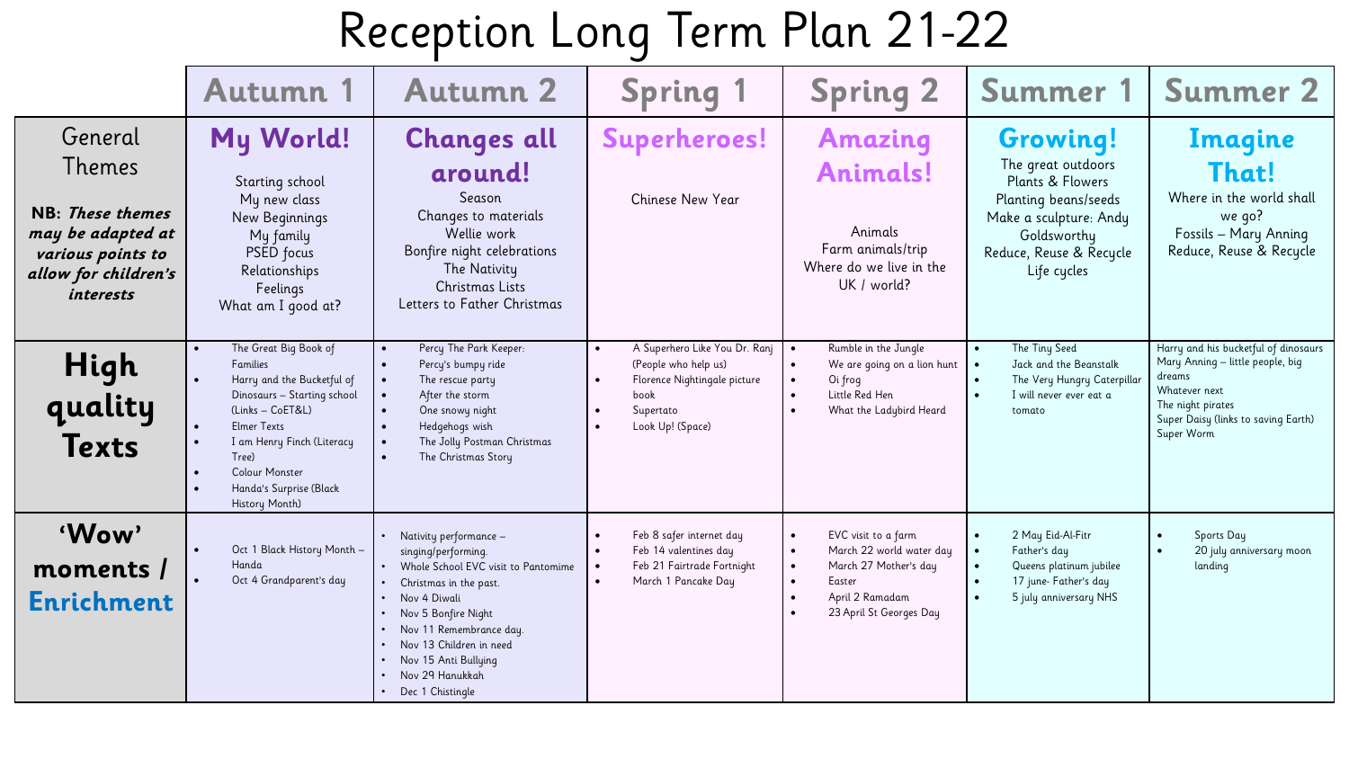# Reception Long Term Plan 21-22

| | Autumn 1 | Autumn 2 | Spring 1 | Spring 2 | Summer 1 | Summer 2 |
|---|---|---|---|---|---|---|
| General Themes<br><br>**NB:** ***These themes may be adapted at various points to allow for children's interests*** | **My World!**<br><br>Starting school<br>My new class<br>New Beginnings<br>My family<br>PSED focus<br>Relationships<br>Feelings<br>What am I good at? | **Changes all around!**<br>Season<br>Changes to materials<br>Wellie work<br>Bonfire night celebrations<br>The Nativity<br>Christmas Lists<br>Letters to Father Christmas | **Superheroes!**<br><br>Chinese New Year | **Amazing Animals!**<br><br>Animals<br>Farm animals/trip<br>Where do we live in the UK / world? | **Growing!**<br>The great outdoors<br>Plants & Flowers<br>Planting beans/seeds<br>Make a sculpture: Andy Goldsworthy<br>Reduce, Reuse & Recycle<br>Life cycles | **Imagine That!**<br>Where in the world shall we go?<br>Fossils – Mary Anning<br>Reduce, Reuse & Recycle |
| **High quality Texts** | • The Great Big Book of Families<br>• Harry and the Bucketful of Dinosaurs – Starting school (Links – CoET&L)<br>• Elmer Texts<br>• I am Henry Finch (Literacy Tree)<br>• Colour Monster<br>• Handa's Surprise (Black History Month) | • Percy The Park Keeper:<br>• Percy's bumpy ride<br>• The rescue party<br>• After the storm<br>• One snowy night<br>• Hedgehogs wish<br>• The Jolly Postman Christmas<br>• The Christmas Story | • A Superhero Like You Dr. Ranj (People who help us)<br>• Florence Nightingale picture book<br>• Supertato<br>• Look Up! (Space) | • Rumble in the Jungle<br>• We are going on a lion hunt<br>• Oi frog<br>• Little Red Hen<br>• What the Ladybird Heard | • The Tiny Seed<br>• Jack and the Beanstalk<br>• The Very Hungry Caterpillar<br>• I will never ever eat a tomato | Harry and his bucketful of dinosaurs<br>Mary Anning – little people, big dreams<br>Whatever next<br>The night pirates<br>Super Daisy (links to saving Earth)<br>Super Worm |
| **'Wow' moments / Enrichment** | • Oct 1 Black History Month – Handa<br>• Oct 4 Grandparent's day | • Nativity performance – singing/performing.<br>• Whole School EVC visit to Pantomime<br>• Christmas in the past.<br>• Nov 4 Diwali<br>• Nov 5 Bonfire Night<br>• Nov 11 Remembrance day.<br>• Nov 13 Children in need<br>• Nov 15 Anti Bullying<br>• Nov 29 Hanukkah<br>• Dec 1 Chistingle | • Feb 8 safer internet day<br>• Feb 14 valentines day<br>• Feb 21 Fairtrade Fortnight<br>• March 1 Pancake Day | • EVC visit to a farm<br>• March 22 world water day<br>• March 27 Mother's day<br>• Easter<br>• April 2 Ramadam<br>• 23 April St Georges Day | • 2 May Eid-Al-Fitr<br>• Father's day<br>• Queens platinum jubilee<br>• 17 june- Father's day<br>• 5 july anniversary NHS | • Sports Day<br>• 20 july anniversary moon landing |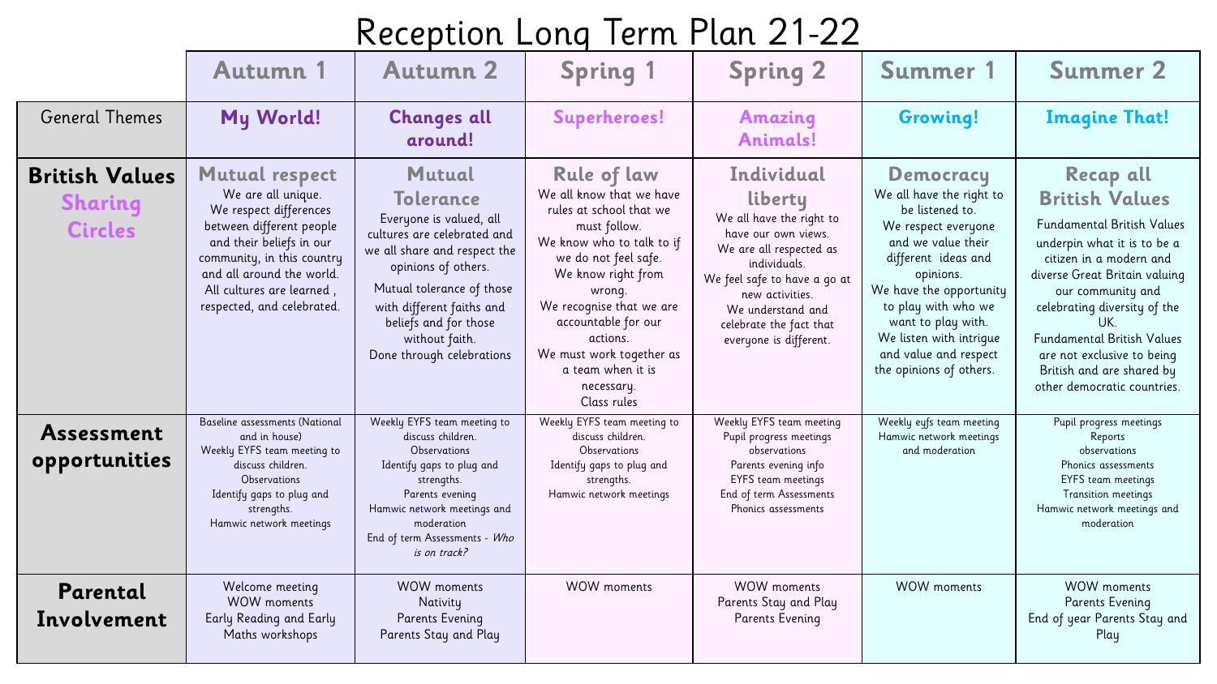# Reception Long Term Plan 21-22

| | Autumn 1 | Autumn 2 | Spring 1 | Spring 2 | Summer 1 | Summer 2 |
|---|---|---|---|---|---|---|
| General Themes | **My World!** | **Changes all around!** | **Superheroes!** | **Amazing Animals!** | **Growing!** | **Imagine That!** |
| **British Values** **Sharing Circles** | **Mutual respect** We are all unique. We respect differences between different people and their beliefs in our community, in this country and all around the world. All cultures are learned , respected, and celebrated. | **Mutual Tolerance** Everyone is valued, all cultures are celebrated and we all share and respect the opinions of others. Mutual tolerance of those with different faiths and beliefs and for those without faith. Done through celebrations | **Rule of law** We all know that we have rules at school that we must follow. We know who to talk to if we do not feel safe. We know right from wrong. We recognise that we are accountable for our actions. We must work together as a team when it is necessary. Class rules | **Individual liberty** We all have the right to have our own views. We are all respected as individuals. We feel safe to have a go at new activities. We understand and celebrate the fact that everyone is different. | **Democracy** We all have the right to be listened to. We respect everyone and we value their different ideas and opinions. We have the opportunity to play with who we want to play with. We listen with intrigue and value and respect the opinions of others. | **Recap all British Values** Fundamental British Values underpin what it is to be a citizen in a modern and diverse Great Britain valuing our community and celebrating diversity of the UK. Fundamental British Values are not exclusive to being British and are shared by other democratic countries. |
| **Assessment opportunities** | Baseline assessments (National and in house) Weekly EYFS team meeting to discuss children. Observations Identify gaps to plug and strengths. Hamwic network meetings | Weekly EYFS team meeting to discuss children. Observations Identify gaps to plug and strengths. Parents evening Hamwic network meetings and moderation End of term Assessments - *Who is on track?* | Weekly EYFS team meeting to discuss children. Observations Identify gaps to plug and strengths. Hamwic network meetings | Weekly EYFS team meeting Pupil progress meetings observations Parents evening info EYFS team meetings End of term Assessments Phonics assessments | Weekly eyfs team meeting Hamwic network meetings and moderation | Pupil progress meetings Reports observations Phonics assessments EYFS team meetings Transition meetings Hamwic network meetings and moderation |
| **Parental Involvement** | Welcome meeting WOW moments Early Reading and Early Maths workshops | WOW moments Nativity Parents Evening Parents Stay and Play | WOW moments | WOW moments Parents Stay and Play Parents Evening | WOW moments | WOW moments Parents Evening End of year Parents Stay and Play |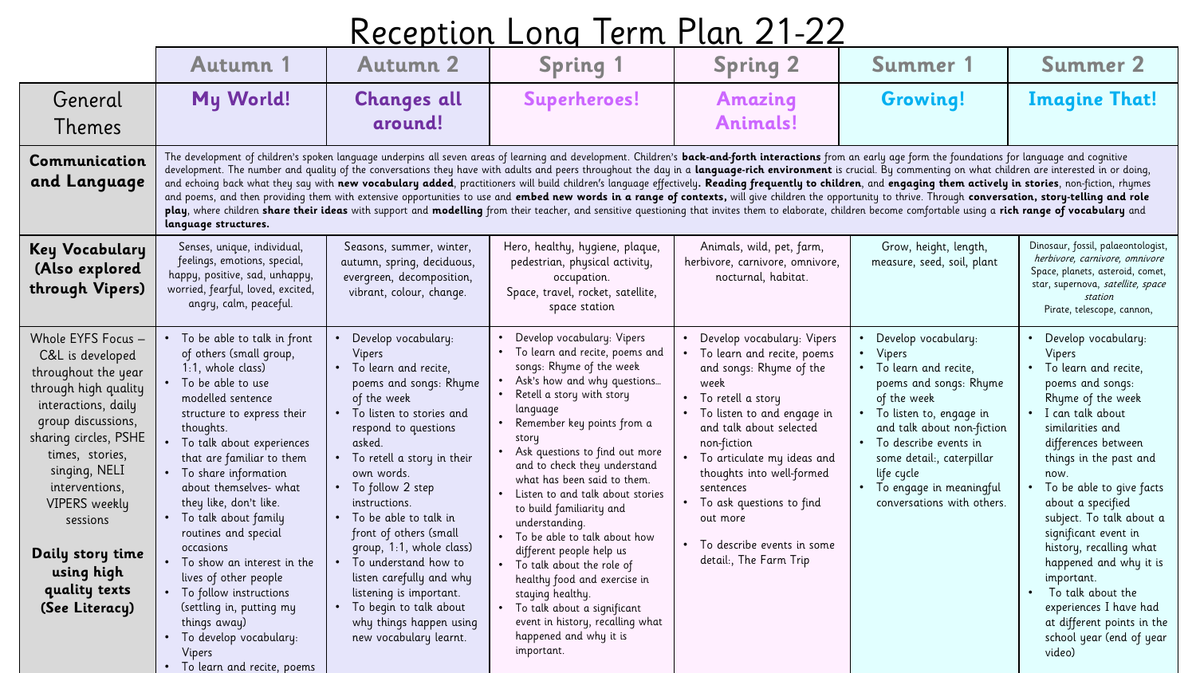# Reception Long Term Plan 21-22

| | Autumn 1 | Autumn 2 | Spring 1 | Spring 2 | Summer 1 | Summer 2 |
|---|---|---|---|---|---|---|
| General Themes | **My World!** | **Changes all around!** | **Superheroes!** | **Amazing Animals!** | **Growing!** | **Imagine That!** |
| **Communication and Language** | The development of children's spoken language underpins all seven areas of learning and development. Children's **back-and-forth interactions** from an early age form the foundations for language and cognitive development. The number and quality of the conversations they have with adults and peers throughout the day in a **language-rich environment** is crucial. By commenting on what children are interested in or doing, and echoing back what they say with **new vocabulary added**, practitioners will build children's language effectively**. Reading frequently to children**, and **engaging them actively in stories**, non-fiction, rhymes and poems, and then providing them with extensive opportunities to use and **embed new words in a range of contexts,** will give children the opportunity to thrive. Through **conversation, story-telling and role play**, where children **share their ideas** with support and **modelling** from their teacher, and sensitive questioning that invites them to elaborate, children become comfortable using a **rich range of vocabulary** and **language structures.** | | | | | |
| **Key Vocabulary (Also explored through Vipers)** | Senses, unique, individual, feelings, emotions, special, happy, positive, sad, unhappy, worried, fearful, loved, excited, angry, calm, peaceful. | Seasons, summer, winter, autumn, spring, deciduous, evergreen, decomposition, vibrant, colour, change. | Hero, healthy, hygiene, plaque, pedestrian, physical activity, occupation.<br>Space, travel, rocket, satellite, space station | Animals, wild, pet, farm, herbivore, carnivore, omnivore, nocturnal, habitat. | Grow, height, length, measure, seed, soil, plant | Dinosaur, fossil, palaeontologist, *herbivore, carnivore, omnivore*<br>Space, planets, asteroid, comet, star, supernova, *satellite, space station*<br>Pirate, telescope, cannon, |
| Whole EYFS Focus – C&L is developed throughout the year through high quality interactions, daily group discussions, sharing circles, PSHE times, stories, singing, NELI interventions, VIPERS weekly sessions<br><br>**Daily story time using high quality texts (See Literacy)** | • To be able to talk in front of others (small group, 1:1, whole class)<br>• To be able to use modelled sentence structure to express their thoughts.<br>• To talk about experiences that are familiar to them<br>• To share information about themselves- what they like, don't like.<br>• To talk about family routines and special occasions<br>• To show an interest in the lives of other people<br>• To follow instructions (settling in, putting my things away)<br>• To develop vocabulary: Vipers<br>• To learn and recite, poems | • Develop vocabulary: Vipers<br>• To learn and recite, poems and songs: Rhyme of the week<br>• To listen to stories and respond to questions asked.<br>• To retell a story in their own words.<br>• To follow 2 step instructions.<br>• To be able to talk in front of others (small group, 1:1, whole class)<br>• To understand how to listen carefully and why listening is important.<br>• To begin to talk about why things happen using new vocabulary learnt. | • Develop vocabulary: Vipers<br>• To learn and recite, poems and songs: Rhyme of the week<br>• Ask's how and why questions…<br>• Retell a story with story language<br>• Remember key points from a story<br>• Ask questions to find out more and to check they understand what has been said to them.<br>• Listen to and talk about stories to build familiarity and understanding.<br>• To be able to talk about how different people help us<br>• To talk about the role of healthy food and exercise in staying healthy.<br>• To talk about a significant event in history, recalling what happened and why it is important. | • Develop vocabulary: Vipers<br>• To learn and recite, poems and songs: Rhyme of the week<br>• To retell a story<br>• To listen to and engage in and talk about selected non-fiction<br>• To articulate my ideas and thoughts into well-formed sentences<br>• To ask questions to find out more<br><br>• To describe events in some detail:, The Farm Trip | • Develop vocabulary:<br>• Vipers<br>• To learn and recite, poems and songs: Rhyme of the week<br>• To listen to, engage in and talk about non-fiction<br>• To describe events in some detail:, caterpillar life cycle<br>• To engage in meaningful conversations with others. | • Develop vocabulary: Vipers<br>• To learn and recite, poems and songs: Rhyme of the week<br>• I can talk about similarities and differences between things in the past and now.<br>• To be able to give facts about a specified subject. To talk about a significant event in history, recalling what happened and why it is important.<br>• To talk about the experiences I have had at different points in the school year (end of year video) |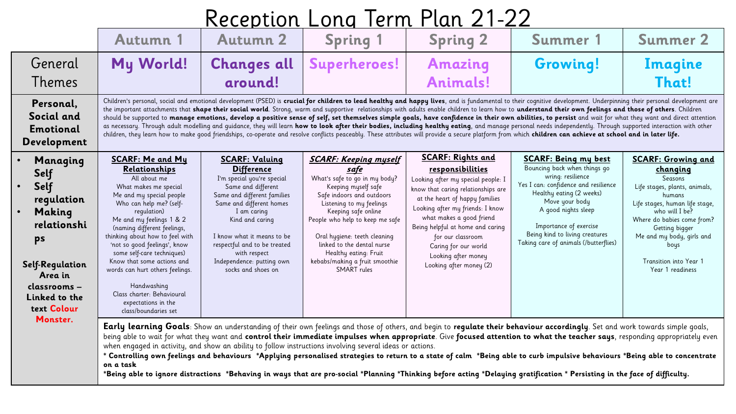# Reception Long Term Plan 21-22

| | Autumn 1 | Autumn 2 | Spring 1 | Spring 2 | Summer 1 | Summer 2 |
|---|---|---|---|---|---|---|
| General Themes | **My World!** | **Changes all around!** | **Superheroes!** | **Amazing Animals!** | **Growing!** | **Imagine That!** |
| **Personal, Social and Emotional Development** | Children's personal, social and emotional development (PSED) is **crucial for children to lead healthy and happy lives**, and is fundamental to their cognitive development. Underpinning their personal development are the important attachments that **shape their social world**. Strong, warm and supportive relationships with adults enable children to learn how to **understand their own feelings and those of others**. Children should be supported to **manage emotions, develop a positive sense of self, set themselves simple goals, have confidence in their own abilities, to persist** and wait for what they want and direct attention as necessary. Through adult modelling and guidance, they will learn **how to look after their bodies, including healthy eating**, and manage personal needs independently. Through supported interaction with other children, they learn how to make good friendships, co-operate and resolve conflicts peaceably. These attributes will provide a secure platform from which **children can achieve at school and in later life.** | | | | | |
| • **Managing Self**<br>• **Self regulation**<br>• **Making relationships**<br><br>**Self-Regulation Area in classrooms – Linked to the text Colour Monster.** | **SCARF: Me and My Relationships**<br>All about me<br>What makes me special<br>Me and my special people<br>Who can help me? (self-regulation)<br>Me and my feelings 1 & 2 (naming different feelings, thinking about how to feel with 'not so good feelings', know some self-care techniques)<br>Know that some actions and words can hurt others feelings.<br><br>Handwashing<br>Class charter: Behavioural expectations in the class/boundaries set | **SCARF: Valuing Difference**<br>I'm special you're special<br>Same and different<br>Same and different families<br>Same and different homes<br>I am caring<br>Kind and caring<br><br>I know what it means to be respectful and to be treated with respect<br>Independence: putting own socks and shoes on | ***SCARF: Keeping myself safe***<br>What's safe to go in my body?<br>Keeping myself safe<br>Safe indoors and outdoors<br>Listening to my feelings<br>Keeping safe online<br>People who help to keep me safe<br><br>Oral hygiene: teeth cleaning linked to the dental nurse<br>Healthy eating: Fruit kebabs/making a fruit smoothie<br>SMART rules | **SCARF: Rights and responsibilities**<br>Looking after my special people: I know that caring relationships are at the heart of happy families<br>Looking after my friends: I know what makes a good friend<br>Being helpful at home and caring for our classroom<br>Caring for our world<br>Looking after money<br>Looking after money (2) | **SCARF: Being my best**<br>Bouncing back when things go wring: resilience<br>Yes I can: confidence and resilience<br>Healthy eating (2 weeks)<br>Move your body<br>A good nights sleep<br><br>Importance of exercise<br>Being kind to living creatures<br>Taking care of animals (/butterflies) | **SCARF: Growing and changing**<br>Seasons<br>Life stages, plants, animals, humans<br>Life stages, human life stage, who will I be?<br>Where do babies come from?<br>Getting bigger<br>Me and my body, girls and boys<br><br>Transition into Year 1<br>Year 1 readiness |
| | **Early learning Goals**: Show an understanding of their own feelings and those of others, and begin to **regulate their behaviour accordingly**. Set and work towards simple goals, being able to wait for what they want and **control their immediate impulses when appropriate**. Give **focused attention to what the teacher says**, responding appropriately even when engaged in activity, and show an ability to follow instructions involving several ideas or actions.<br>**\* Controlling own feelings and behaviours \*Applying personalised strategies to return to a state of calm \*Being able to curb impulsive behaviours \*Being able to concentrate on a task**<br>**\*Being able to ignore distractions \*Behaving in ways that are pro-social \*Planning \*Thinking before acting \*Delaying gratification \* Persisting in the face of difficulty.** | | | | | |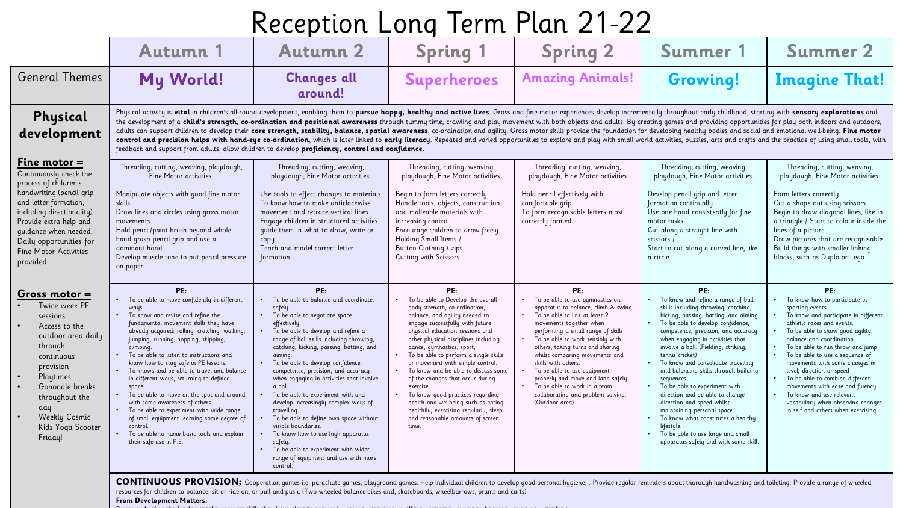# Reception Long Term Plan 21-22

| | Autumn 1 | Autumn 2 | Spring 1 | Spring 2 | Summer 1 | Summer 2 |
|---|---|---|---|---|---|---|
| General Themes | **My World!** | **Changes all around!** | **Superheroes** | **Amazing Animals!** | **Growing!** | **Imagine That!** |
| **Physical development** | Physical activity is **vital** in children's all-round development, enabling them to **pursue happy, healthy and active lives**. Gross and fine motor experiences develop incrementally throughout early childhood, starting with **sensory explorations** and the development of a **child's strength, co-ordination and positional awareness** through tummy time, crawling and play movement with both objects and adults. By creating games and providing opportunities for play both indoors and outdoors, adults can support children to develop their **core strength, stability, balance, spatial awareness**, co-ordination and agility. Gross motor skills provide the foundation for developing healthy bodies and social and emotional well-being. **Fine motor control and precision helps with hand-eye co-ordination**, which is later linked to **early literacy**. Repeated and varied opportunities to explore and play with small world activities, puzzles, arts and crafts and the practice of using small tools, with feedback and support from adults, allow children to develop **proficiency, control and confidence.** | | | | | |
| **Fine motor =** Continuously check the process of children's handwriting (pencil grip and letter formation, including directionality). Provide extra help and guidance when needed. Daily opportunities for Fine Motor Activities provided. | Threading, cutting, weaving, playdough, Fine Motor activities.<br><br>Manipulate objects with good fine motor skills<br>Draw lines and circles using gross motor movements<br>Hold pencil/paint brush beyond whole hand grasp pencil grip and use a dominant hand.<br>Develop muscle tone to put pencil pressure on paper | Threading, cutting, weaving, playdough, Fine Motor activities.<br><br>Use tools to effect changes to materials<br>To know how to make anticlockwise movement and retrace vertical lines<br>Engage children in structured activities: guide them in what to draw, write or copy.<br>Teach and model correct letter formation. | Threading, cutting, weaving, playdough, Fine Motor activities.<br><br>Begin to form letters correctly<br>Handle tools, objects, construction and malleable materials with increasing control<br>Encourage children to draw freely.<br>Holding Small Items /<br>Button Clothing / zips<br>Cutting with Scissors | Threading, cutting, weaving, playdough, Fine Motor activities<br><br>Hold pencil effectively with comfortable grip<br>To form recognisable letters most correctly formed | Threading, cutting, weaving, playdough, Fine Motor activities.<br><br>Develop pencil grip and letter formation continually<br>Use one hand consistently for fine motor tasks<br>Cut along a straight line with scissors /<br>Start to cut along a curved line, like a circle | Threading, cutting, weaving, playdough, Fine Motor activities.<br><br>Form letters correctly<br>Cut a shape out using scissors<br>Begin to draw diagonal lines, like in a triangle / Start to colour inside the lines of a picture<br>Draw pictures that are recognisable<br>Build things with smaller linking blocks, such as Duplo or Lego |
| **Gross motor =**<br>• Twice week PE sessions<br>• Access to the outdoor area daily through continuous provision<br>• Playtimes<br>• Gonoodle breaks throughout the day<br>• Weekly Cosmic Kids Yoga Scooter Friday! | **PE:**<br>• To be able to move confidently in different ways.<br>• To know and revise and refine the fundamental movement skills they have already acquired: rolling, crawling, walking, jumping, running, hopping, skipping, climbing.<br>• To be able to listen to instructions and know how to stay safe in PE lessons.<br>• To knows and be able to travel and balance in different ways, returning to defined space.<br>• To be able to move on the spot and around with some awareness of others<br>• To be able to experiment with wide range of small equipment learning some degree of control.<br>• To be able to name basic tools and explain their safe use in P.E. | **PE:**<br>• To be able to balance and coordinate. safely.<br>• To be able to negotiate space effectively.<br>• To be able to develop and refine a range of ball skills including throwing, catching, kicking, passing, batting, and aiming.<br>• To be able to develop confidence, competence, precision, and accuracy when engaging in activities that involve a ball.<br>• To be able to experiment with and develop increasingly complex ways of travelling.<br>• To be able to define own space without visible boundaries.<br>• To know how to use high apparatus safely.<br>• To be able to experiment with wider range of equipment and use with more control. | **PE:**<br>• To be able to Develop the overall body strength, co-ordination, balance, and agility needed to engage successfully with future physical education sessions and other physical disciplines including dance, gymnastics, sport,<br>• To be able to perform a single skills or movement with simple control.<br>• To know and be able to discuss some of the changes that occur during exercise.<br>• To know good practices regarding health and wellbeing such as eating healthily, exercising regularly, sleep and reasonable amounts of screen time. | **PE:**<br>• To be able to use gymnastics on apparatus to balance, climb & swing.<br>• To be able to link at least 2 movements together when performing a small range of skills.<br>• To be able to work sensibly with others, taking turns and sharing whilst comparing movements and skills with others.<br>• To be able to use equipment properly and move and land safely.<br>• To be able to work in a team collaborating and problem solving. (Outdoor area) | **PE:**<br>• To know and refine a range of ball skills including throwing, catching, kicking, passing, batting, and aiming.<br>• To be able to develop confidence, competence, precision, and accuracy when engaging in activities that involve a ball. (Fielding, striking, tennis cricket)<br>• To know and consolidate travelling and balancing skills through building sequences.<br>• To be able to experiment with direction and be able to change direction and speed whilst maintaining personal space.<br>• To know what constitutes a healthy lifestyle.<br>• To be able to use large and small apparatus safely and with some skill. | **PE:**<br>• To know how to participate in sporting events.<br>• To know and participate in different athletic races and events.<br>• To be able to show good agility, balance and coordination.<br>• To be able to run throw and jump.<br>• To be able to use a sequence of movements with some changes in level, direction or speed<br>• To be able to combine different movements with ease and fluency.<br>• To know and use relevant vocabulary when observing changes in self and others when exercising. |
| | **CONTINUOUS PROVISION;** Cooperation games i.e. parachute games, playground games. Help individual children to develop good personal hygiene, . Provide regular reminders about thorough handwashing and toileting. Provide a range of wheeled resources for children to balance, sit or ride on, or pull and push. (Two-wheeled balance bikes and, skateboards, wheelbarrows, prams and carts)<br>**From Development Matters:** | | | | | |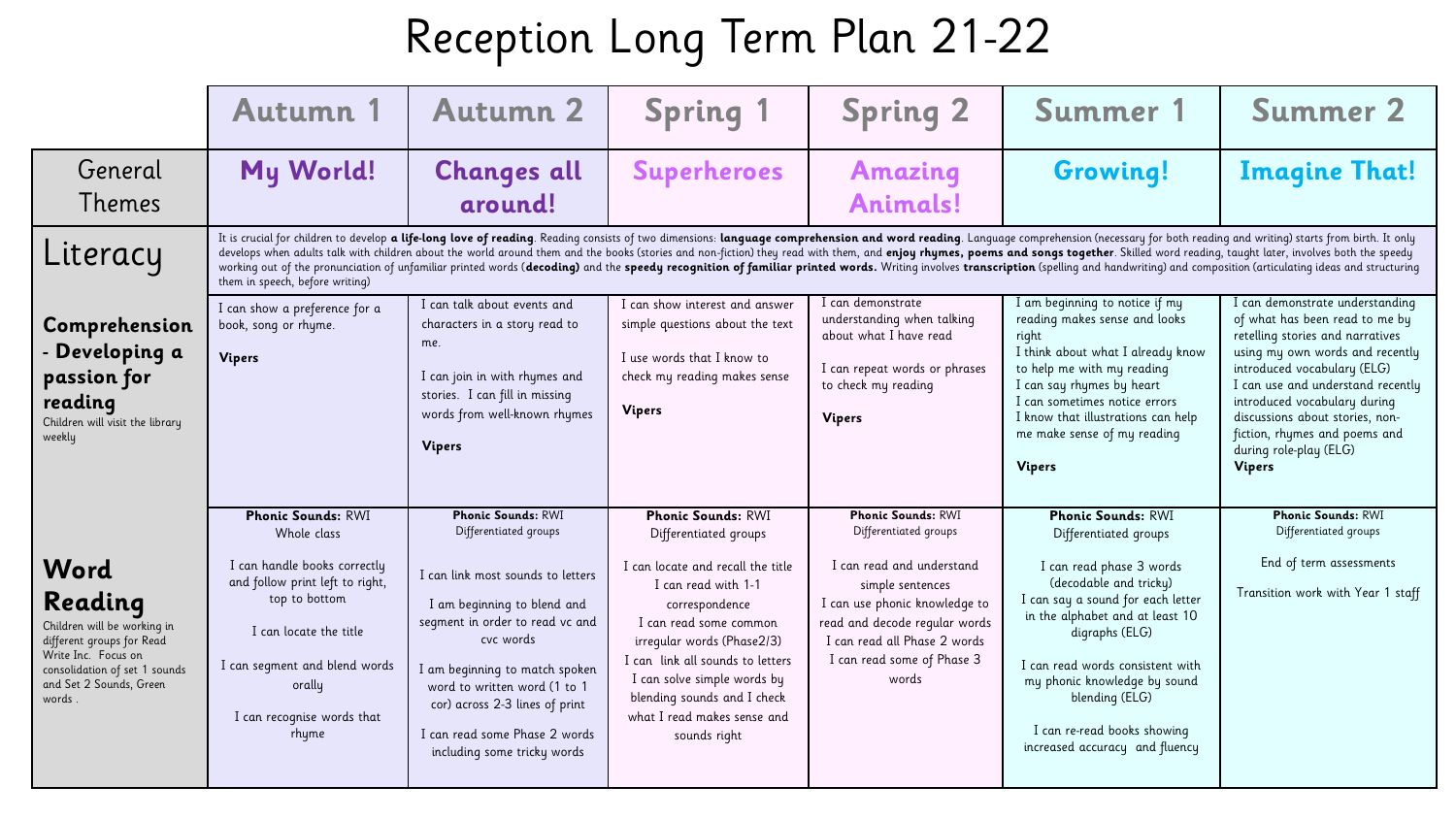# Reception Long Term Plan 21-22

| | Autumn 1 | Autumn 2 | Spring 1 | Spring 2 | Summer 1 | Summer 2 |
|---|---|---|---|---|---|---|
| General Themes | **My World!** | **Changes all around!** | **Superheroes** | **Amazing Animals!** | **Growing!** | **Imagine That!** |
| **Literacy** | It is crucial for children to develop **a life-long love of reading**. Reading consists of two dimensions: **language comprehension and word reading**. Language comprehension (necessary for both reading and writing) starts from birth. It only develops when adults talk with children about the world around them and the books (stories and non-fiction) they read with them, and **enjoy rhymes, poems and songs together**. Skilled word reading, taught later, involves both the speedy working out of the pronunciation of unfamiliar printed words (**decoding**) and the **speedy recognition of familiar printed words.** Writing involves **transcription** (spelling and handwriting) and composition (articulating ideas and structuring them in speech, before writing) | | | | | |
| **Comprehension - Developing a passion for reading** Children will visit the library weekly | I can show a preference for a book, song or rhyme.<br><br>**Vipers** | I can talk about events and characters in a story read to me.<br><br>I can join in with rhymes and stories. I can fill in missing words from well-known rhymes<br><br>**Vipers** | I can show interest and answer simple questions about the text<br><br>I use words that I know to check my reading makes sense<br><br>**Vipers** | I can demonstrate understanding when talking about what I have read<br><br>I can repeat words or phrases to check my reading<br><br>**Vipers** | I am beginning to notice if my reading makes sense and looks right<br>I think about what I already know to help me with my reading<br>I can say rhymes by heart<br>I can sometimes notice errors<br>I know that illustrations can help me make sense of my reading<br><br>**Vipers** | I can demonstrate understanding of what has been read to me by retelling stories and narratives using my own words and recently introduced vocabulary (ELG)<br>I can use and understand recently introduced vocabulary during discussions about stories, non-fiction, rhymes and poems and during role-play (ELG)<br>**Vipers** |
| **Word Reading** Children will be working in different groups for Read Write Inc. Focus on consolidation of set 1 sounds and Set 2 Sounds, Green words . | **Phonic Sounds:** RWI Whole class<br><br>I can handle books correctly and follow print left to right, top to bottom<br><br>I can locate the title<br><br>I can segment and blend words orally<br><br>I can recognise words that rhyme | **Phonic Sounds:** RWI Differentiated groups<br><br>I can link most sounds to letters<br><br>I am beginning to blend and segment in order to read vc and cvc words<br><br>I am beginning to match spoken word to written word (1 to 1 cor) across 2-3 lines of print<br><br>I can read some Phase 2 words including some tricky words | **Phonic Sounds:** RWI Differentiated groups<br><br>I can locate and recall the title<br>I can read with 1-1 correspondence<br>I can read some common irregular words (Phase2/3)<br>I can link all sounds to letters<br>I can solve simple words by blending sounds and I check what I read makes sense and sounds right | **Phonic Sounds:** RWI Differentiated groups<br><br>I can read and understand simple sentences<br>I can use phonic knowledge to read and decode regular words<br>I can read all Phase 2 words<br>I can read some of Phase 3 words | **Phonic Sounds:** RWI Differentiated groups<br><br>I can read phase 3 words (decodable and tricky)<br>I can say a sound for each letter in the alphabet and at least 10 digraphs (ELG)<br><br>I can read words consistent with my phonic knowledge by sound blending (ELG)<br><br>I can re-read books showing increased accuracy and fluency | **Phonic Sounds:** RWI Differentiated groups<br><br>End of term assessments<br><br>Transition work with Year 1 staff |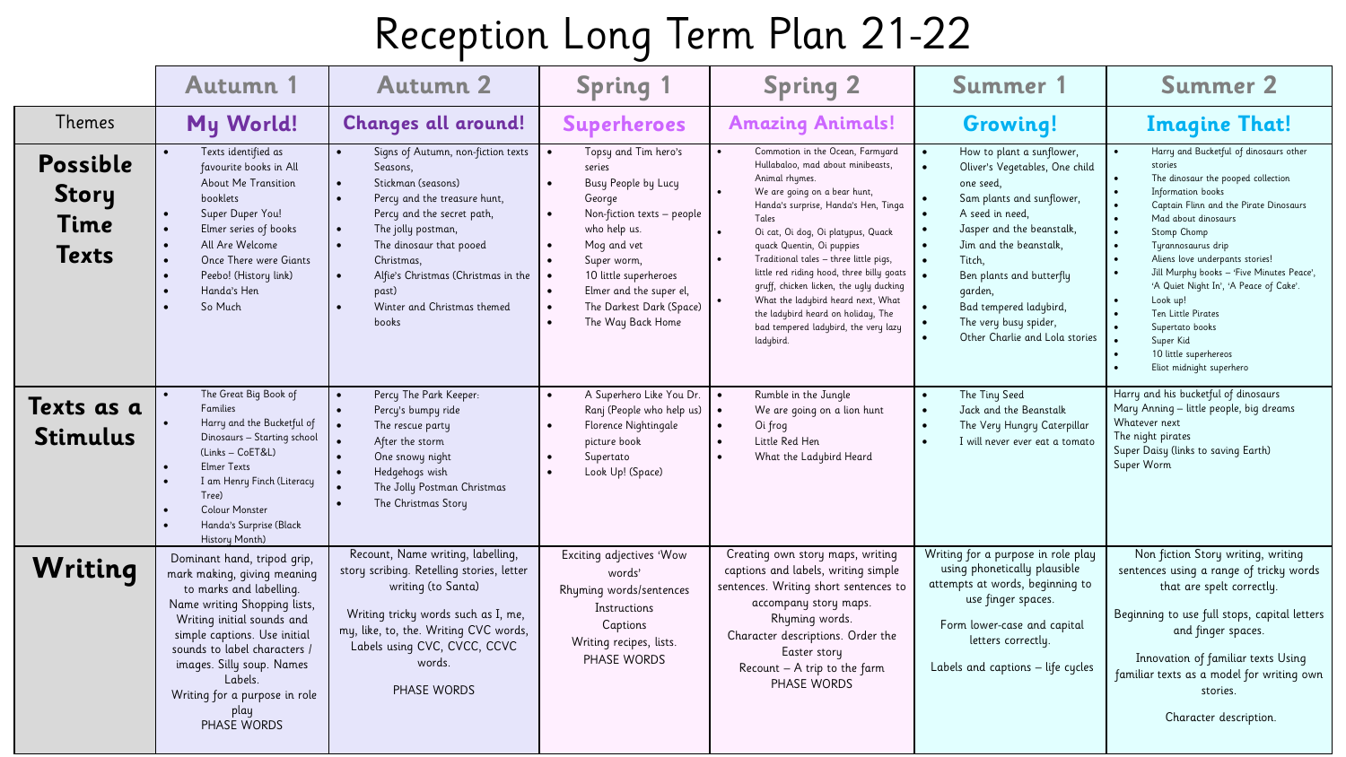# Reception Long Term Plan 21-22

| | Autumn 1 | Autumn 2 | Spring 1 | Spring 2 | Summer 1 | Summer 2 |
|---|---|---|---|---|---|---|
| Themes | My World! | Changes all around! | Superheroes | Amazing Animals! | Growing! | Imagine That! |
| **Possible Story Time Texts** | • Texts identified as favourite books in All About Me Transition booklets<br>• Super Duper You!<br>• Elmer series of books<br>• All Are Welcome<br>• Once There were Giants<br>• Peebo! (History link)<br>• Handa's Hen<br>• So Much | • Signs of Autumn, non-fiction texts Seasons,<br>• Stickman (seasons)<br>• Percy and the treasure hunt,<br>• Percy and the secret path,<br>• The jolly postman,<br>• The dinosaur that pooed Christmas,<br>• Alfie's Christmas (Christmas in the past)<br>• Winter and Christmas themed books | • Topsy and Tim hero's series<br>• Busy People by Lucy George<br>• Non-fiction texts – people who help us.<br>• Mog and vet<br>• Super worm,<br>• 10 little superheroes<br>• Elmer and the super el,<br>• The Darkest Dark (Space)<br>• The Way Back Home | • Commotion in the Ocean, Farmyard Hullabaloo, mad about minibeasts, Animal rhymes.<br>• We are going on a bear hunt, Handa's surprise, Handa's Hen, Tinga Tales<br>• Oi cat, Oi dog, Oi platypus, Quack quack Quentin, Oi puppies<br>• Traditional tales – three little pigs, little red riding hood, three billy goats gruff, chicken licken, the ugly ducking<br>• What the ladybird heard next, What the ladybird heard on holiday, The bad tempered ladybird, the very lazy ladybird. | • How to plant a sunflower,<br>• Oliver's Vegetables, One child one seed,<br>• Sam plants and sunflower,<br>• A seed in need,<br>• Jasper and the beanstalk,<br>• Jim and the beanstalk,<br>• Titch,<br>• Ben plants and butterfly garden,<br>• Bad tempered ladybird,<br>• The very busy spider,<br>• Other Charlie and Lola stories | • Harry and Bucketful of dinosaurs other stories<br>• The dinosaur the pooped collection<br>• Information books<br>• Captain Flinn and the Pirate Dinosaurs<br>• Mad about dinosaurs<br>• Stomp Chomp<br>• Tyrannosaurus drip<br>• Aliens love underpants stories!<br>• Jill Murphy books – 'Five Minutes Peace', 'A Quiet Night In', 'A Peace of Cake'.<br>• Look up!<br>• Ten Little Pirates<br>• Supertato books<br>• Super Kid<br>• 10 little superheroes<br>• Eliot midnight superhero |
| **Texts as a Stimulus** | • The Great Big Book of Families<br>• Harry and the Bucketful of Dinosaurs – Starting school (Links – CoET&L)<br>• Elmer Texts<br>• I am Henry Finch (Literacy Tree)<br>• Colour Monster<br>• Handa's Surprise (Black History Month) | • Percy The Park Keeper:<br>• Percy's bumpy ride<br>• The rescue party<br>• After the storm<br>• One snowy night<br>• Hedgehogs wish<br>• The Jolly Postman Christmas<br>• The Christmas Story | • A Superhero Like You Dr. Ranj (People who help us)<br>• Florence Nightingale picture book<br>• Supertato<br>• Look Up! (Space) | • Rumble in the Jungle<br>• We are going on a lion hunt<br>• Oi frog<br>• Little Red Hen<br>• What the Ladybird Heard | • The Tiny Seed<br>• Jack and the Beanstalk<br>• The Very Hungry Caterpillar<br>• I will never ever eat a tomato | Harry and his bucketful of dinosaurs<br>Mary Anning – little people, big dreams<br>Whatever next<br>The night pirates<br>Super Daisy (links to saving Earth)<br>Super Worm |
| **Writing** | Dominant hand, tripod grip, mark making, giving meaning to marks and labelling. Name writing Shopping lists, Writing initial sounds and simple captions. Use initial sounds to label characters / images. Silly soup. Names Labels.<br>Writing for a purpose in role play<br>PHASE WORDS | Recount, Name writing, labelling, story scribing. Retelling stories, letter writing (to Santa)<br><br>Writing tricky words such as I, me, my, like, to, the. Writing CVC words, Labels using CVC, CVCC, CCVC words.<br><br>PHASE WORDS | Exciting adjectives 'Wow words'<br>Rhyming words/sentences<br>Instructions<br>Captions<br>Writing recipes, lists.<br>PHASE WORDS | Creating own story maps, writing captions and labels, writing simple sentences. Writing short sentences to accompany story maps.<br>Rhyming words.<br>Character descriptions. Order the Easter story<br>Recount – A trip to the farm<br>PHASE WORDS | Writing for a purpose in role play using phonetically plausible attempts at words, beginning to use finger spaces.<br><br>Form lower-case and capital letters correctly.<br><br>Labels and captions – life cycles | Non fiction Story writing, writing sentences using a range of tricky words that are spelt correctly.<br><br>Beginning to use full stops, capital letters and finger spaces.<br><br>Innovation of familiar texts Using familiar texts as a model for writing own stories.<br><br>Character description. |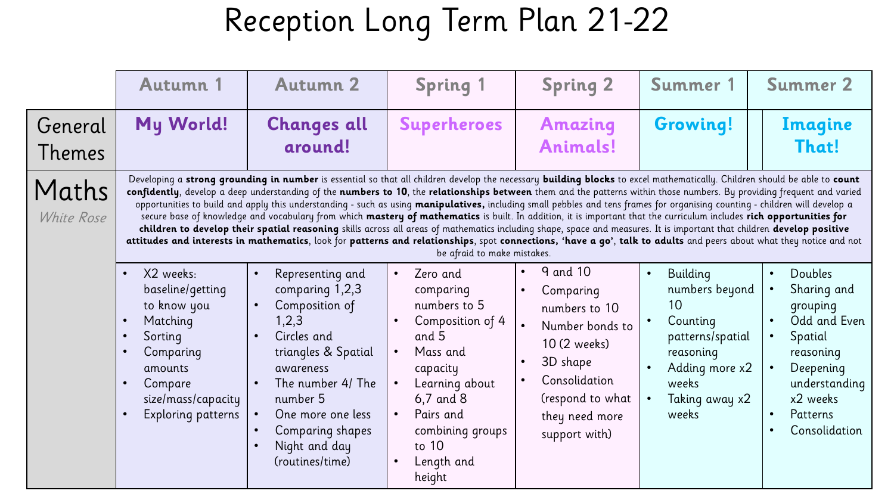# Reception Long Term Plan 21-22

| | Autumn 1 | Autumn 2 | Spring 1 | Spring 2 | Summer 1 | Summer 2 |
|---|---|---|---|---|---|---|
| General Themes | **My World!** | **Changes all around!** | **Superheroes** | **Amazing Animals!** | **Growing!** | **Imagine That!** |
| Maths *White Rose* | Developing a **strong grounding in number** is essential so that all children develop the necessary **building blocks** to excel mathematically. Children should be able to **count confidently**, develop a deep understanding of the **numbers to 10**, the **relationships between** them and the patterns within those numbers. By providing frequent and varied opportunities to build and apply this understanding - such as using **manipulatives,** including small pebbles and tens frames for organising counting - children will develop a secure base of knowledge and vocabulary from which **mastery of mathematics** is built. In addition, it is important that the curriculum includes **rich opportunities for children to develop their spatial reasoning** skills across all areas of mathematics including shape, space and measures. It is important that children **develop positive attitudes and interests in mathematics**, look for **patterns and relationships**, spot **connections, 'have a go'**, **talk to adults** and peers about what they notice and not be afraid to make mistakes. | | | | | |
| | • X2 weeks: baseline/getting to know you<br>• Matching<br>• Sorting<br>• Comparing amounts<br>• Compare size/mass/capacity<br>• Exploring patterns | • Representing and comparing 1,2,3<br>• Composition of 1,2,3<br>• Circles and triangles & Spatial awareness<br>• The number 4/ The number 5<br>• One more one less<br>• Comparing shapes<br>• Night and day (routines/time) | • Zero and comparing numbers to 5<br>• Composition of 4 and 5<br>• Mass and capacity<br>• Learning about 6,7 and 8<br>• Pairs and combining groups to 10<br>• Length and height | • 9 and 10<br>• Comparing numbers to 10<br>• Number bonds to 10 (2 weeks)<br>• 3D shape<br>• Consolidation (respond to what they need more support with) | • Building numbers beyond 10<br>• Counting patterns/spatial reasoning<br>• Adding more x2 weeks<br>• Taking away x2 weeks | • Doubles<br>• Sharing and grouping<br>• Odd and Even<br>• Spatial reasoning<br>• Deepening understanding x2 weeks<br>• Patterns<br>• Consolidation |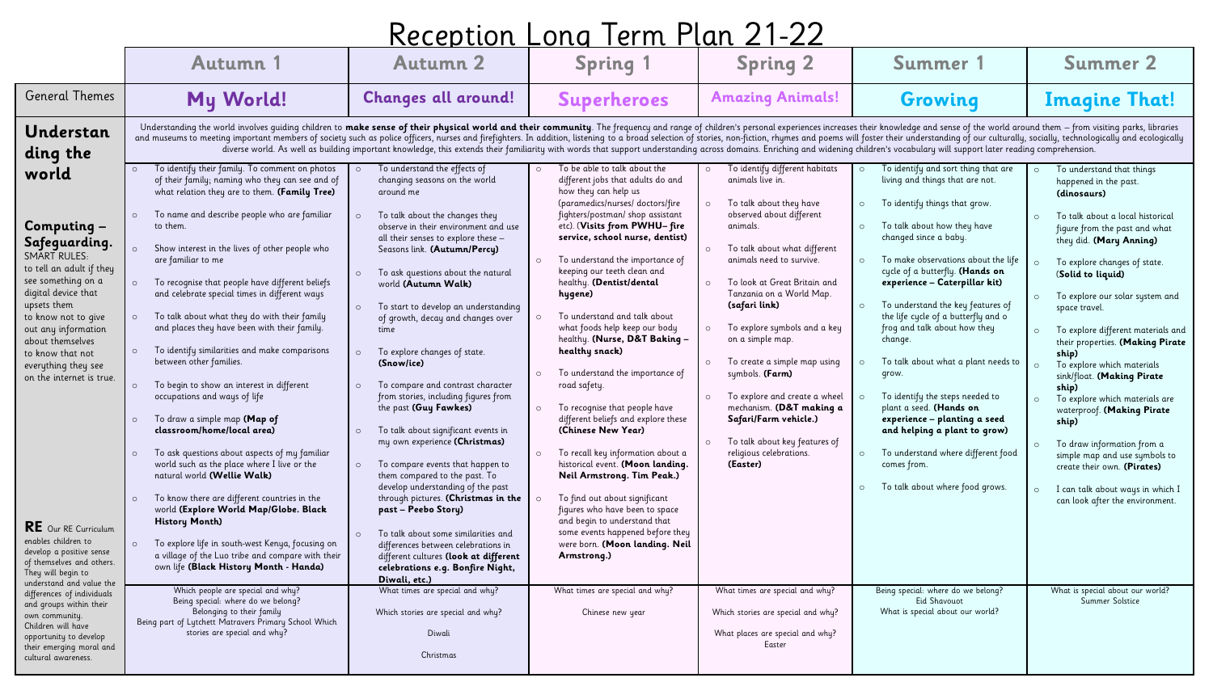# Reception Long Term Plan 21-22

| | Autumn 1 | Autumn 2 | Spring 1 | Spring 2 | Summer 1 | Summer 2 |
|---|---|---|---|---|---|---|
| General Themes | **My World!** | **Changes all around!** | **Superheroes** | **Amazing Animals!** | **Growing** | **Imagine That!** |
| **Understanding the world** | Understanding the world involves guiding children to **make sense of their physical world and their community**. The frequency and range of children's personal experiences increases their knowledge and sense of the world around them – from visiting parks, libraries and museums to meeting important members of society such as police officers, nurses and firefighters. In addition, listening to a broad selection of stories, non-fiction, rhymes and poems will foster their understanding of our culturally, socially, technologically and ecologically diverse world. As well as building important knowledge, this extends their familiarity with words that support understanding across domains. Enriching and widening children's vocabulary will support later reading comprehension. | | | | | |
| **Computing – Safeguarding.** SMART RULES: to tell an adult if they see something on a digital device that upsets them; to know not to give out any information about themselves; to know that not everything they see on the internet is true. | ○ To identify their family. To comment on photos of their family; naming who they can see and of what relation they are to them. **(Family Tree)**<br>○ To name and describe people who are familiar to them.<br>○ Show interest in the lives of other people who are familiar to me<br>○ To recognise that people have different beliefs and celebrate special times in different ways<br>○ To talk about what they do with their family and places they have been with their family.<br>○ To identify similarities and make comparisons between other families.<br>○ To begin to show an interest in different occupations and ways of life<br>○ To draw a simple map **(Map of classroom/home/local area)**<br>○ To ask questions about aspects of my familiar world such as the place where I live or the natural world **(Wellie Walk)**<br>○ To know there are different countries in the world **(Explore World Map/Globe. Black History Month)**<br>○ To explore life in south-west Kenya, focusing on a village of the Luo tribe and compare with their own life **(Black History Month - Handa)** | ○ To understand the effects of changing seasons on the world around me<br>○ To talk about the changes they observe in their environment and use all their senses to explore these – Seasons link. **(Autumn/Percy)**<br>○ To ask questions about the natural world **(Autumn Walk)**<br>○ To start to develop an understanding of growth, decay and changes over time<br>○ To explore changes of state. **(Snow/ice)**<br>○ To compare and contrast character from stories, including figures from the past **(Guy Fawkes)**<br>○ To talk about significant events in my own experience **(Christmas)**<br>○ To compare events that happen to them compared to the past. To develop understanding of the past through pictures. **(Christmas in the past – Peebo Story)**<br>○ To talk about some similarities and differences between celebrations in different cultures **(look at different celebrations e.g. Bonfire Night, Diwali, etc.)** | ○ To be able to talk about the different jobs that adults do and how they can help us (paramedics/nurses/ doctors/fire fighters/postman/ shop assistant etc). **(Visits from PWHU– fire service, school nurse, dentist)**<br>○ To understand the importance of keeping our teeth clean and healthy. **(Dentist/dental hygene)**<br>○ To understand and talk about what foods help keep our body healthy. **(Nurse, D&T Baking – healthy snack)**<br>○ To understand the importance of road safety.<br>○ To recognise that people have different beliefs and explore these **(Chinese New Year)**<br>○ To recall key information about a historical event. **(Moon landing. Neil Armstrong. Tim Peak.)**<br>○ To find out about significant figures who have been to space and begin to understand that some events happened before they were born. **(Moon landing. Neil Armstrong.)** | ○ To identify different habitats animals live in.<br>○ To talk about they have observed about different animals.<br>○ To talk about what different animals need to survive.<br>○ To look at Great Britain and Tanzania on a World Map. **(safari link)**<br>○ To explore symbols and a key on a simple map.<br>○ To create a simple map using symbols. **(Farm)**<br>○ To explore and create a wheel mechanism. **(D&T making a Safari/Farm vehicle.)**<br>○ To talk about key features of religious celebrations. **(Easter)** | ○ To identify and sort thing that are living and things that are not.<br>○ To identify things that grow.<br>○ To talk about how they have changed since a baby.<br>○ To make observations about the life cycle of a butterfly. **(Hands on experience – Caterpillar kit)**<br>○ To understand the key features of the life cycle of a butterfly and o frog and talk about how they change.<br>○ To talk about what a plant needs to grow.<br>○ To identify the steps needed to plant a seed. **(Hands on experience – planting a seed and helping a plant to grow)**<br>○ To understand where different food comes from.<br>○ To talk about where food grows. | ○ To understand that things happened in the past. **(dinosaurs)**<br>○ To talk about a local historical figure from the past and what they did. **(Mary Anning)**<br>○ To explore changes of state. (**Solid to liquid)**<br>○ To explore our solar system and space travel.<br>○ To explore different materials and their properties. **(Making Pirate ship)**<br>○ To explore which materials sink/float. **(Making Pirate ship)**<br>○ To explore which materials are waterproof. **(Making Pirate ship)**<br>○ To draw information from a simple map and use symbols to create their own. **(Pirates)**<br>○ I can talk about ways in which I can look after the environment. |
| **RE** Our RE Curriculum enables children to develop a positive sense of themselves and others. They will begin to understand and value the differences of individuals and groups within their own community. Children will have opportunity to develop their emerging moral and cultural awareness. | Which people are special and why?<br>Being special: where do we belong?<br>Belonging to their family<br>Being part of Lytchett Matravers Primary School Which stories are special and why? | What times are special and why?<br>Which stories are special and why?<br>Diwali<br>Christmas | What times are special and why?<br>Chinese new year | What times are special and why?<br>Which stories are special and why?<br>What places are special and why?<br>Easter | Being special: where do we belong?<br>Eid Shavouot<br>What is special about our world? | What is special about our world?<br>Summer Solstice |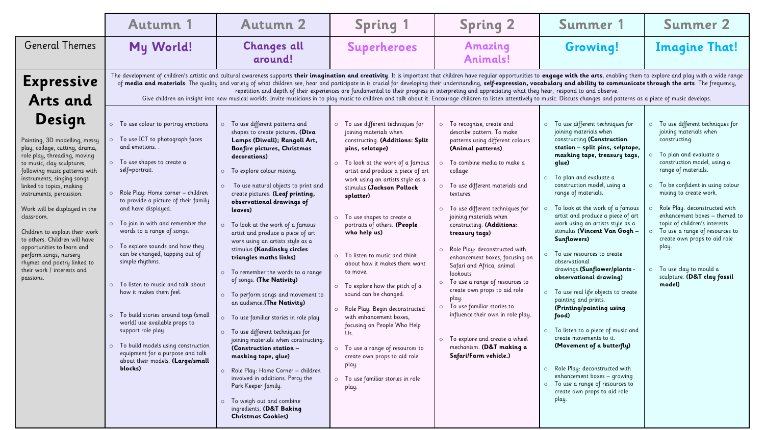| | Autumn 1 | Autumn 2 | Spring 1 | Spring 2 | Summer 1 | Summer 2 |
|---|---|---|---|---|---|---|
| General Themes | **My World!** | **Changes all around!** | **Superheroes** | **Amazing Animals!** | **Growing!** | **Imagine That!** |
| **Expressive Arts and Design**<br><br>Painting, 3D modelling, messy play, collage, cutting, drama, role play, threading, moving to music, clay sculptures, following music patterns with instruments, singing songs linked to topics, making instruments, percussion.<br><br>Work will be displayed in the classroom.<br><br>Children to explain their work to others. Children will have opportunities to learn and perform songs, nursery rhymes and poetry linked to their work / interests and passions. | The development of children's artistic and cultural awareness supports **their imagination and creativity**. It is important that children have regular opportunities to **engage with the arts**, enabling them to explore and play with a wide range of **media and materials**. The quality and variety of what children see, hear and participate in is crucial for developing their understanding, **self-expression, vocabulary and ability to communicate through the arts**. The frequency, repetition and depth of their experiences are fundamental to their progress in interpreting and appreciating what they hear, respond to and observe.<br>Give children an insight into new musical worlds. Invite musicians in to play music to children and talk about it. Encourage children to listen attentively to music. Discuss changes and patterns as a piece of music develops. | | | | | |
| | ○ To use colour to portray emotions<br>○ To use ICT to photograph faces and emotions. .<br>○ To use shapes to create a self=portrait.<br>○ Role Play: Home corner – children to provide a picture of their family and have displayed.<br>○ To join in with and remember the words to a range of songs.<br>○ To explore sounds and how they can be changed, tapping out of simple rhythms.<br>○ To listen to music and talk about how it makes them feel.<br>○ To build stories around toys (small world) use available props to support role play<br>○ To build models using construction equipment for a purpose and talk about their models. **(Large/small blocks)** | ○ To use different patterns and shapes to create pictures**. (Diva Lamps (Diwali); Rangoli Art, Bonfire pictures, Christmas decorations)**<br>○ To explore colour mixing.<br>○ To use natural objects to print and create pictures. **(Leaf printing, observational drawings of leaves)**<br>○ To look at the work of a famous artist and produce a piece of art work using an artists style as a stimulus **(Kandinsky circles triangles maths links)**<br>○ To remember the words to a range of songs. **(The Nativity)**<br>○ To perform songs and movement to an audience.**(The Nativity)**<br>○ To use familiar stories in role play.<br>○ To use different techniques for joining materials when constructing. **(Construction station – masking tape, glue)**<br>○ Role Play: Home Corner – children involved in additions. Percy the Park Keeper family.<br>○ To weigh out and combine ingredients. **(D&T Baking Christmas Cookies)** | ○ To use different techniques for joining materials when constructing. **(Additions: Split pins, selotape)**<br>○ To look at the work of a famous artist and produce a piece of art work using an artists style as a stimulus **(Jackson Pollock splatter)**<br>○ To use shapes to create a portraits of others. **(People who help us)**<br>○ To listen to music and think about how it makes them want to move.<br>○ To explore how the pitch of a sound can be changed.<br>○ Role Play: Begin deconstructed with enhancement boxes, focusing on People Who Help Us.<br>○ To use a range of resources to create own props to aid role play.<br>○ To use familiar stories in role play. | ○ To recognise, create and describe pattern. To make patterns using different colours **(Animal patterns)**<br>○ To combine media to make a collage<br>○ To use different materials and textures.<br>○ To use different techniques for joining materials when constructing. **(Additions: treasury tags)**<br>○ Role Play: deconstructed with enhancement boxes, focusing on Safari and Africa, animal lookouts<br>○ To use a range of resources to create own props to aid role play.<br>○ To use familiar stories to influence their own in role play.<br>○ To explore and create a wheel mechanism. **(D&T making a Safari/Farm vehicle.)** | ○ To use different techniques for joining materials when constructing.**(Construction station – split pins, selptape, masking tape, treasury tags, glue)**<br>○ To plan and evaluate a construction model, using a range of materials.<br>○ To look at the work of a famous artist and produce a piece of art work using an artists style as a stimulus **(Vincent Van Gogh – Sunflowers)**<br>○ To use resources to create observational drawings.**(Sunflower/plants - observational drawing)**<br>○ To use real life objects to create painting and prints. **(Printing/painting using food)**<br>○ To listen to a piece of music and create movements to it. **(Movement of a butterfly)**<br>○ Role Play: deconstructed with enhancement boxes – growing<br>○ To use a range of resources to create own props to aid role play. | ○ To use different techniques for joining materials when constructing.<br>○ To plan and evaluate a construction model, using a range of materials.<br>○ To be confident in using colour mixing to create work.<br>○ Role Play: deconstructed with enhancement boxes – themed to topic of children's interests<br>○ To use a range of resources to create own props to aid role play.<br>○ To use clay to mould a sculpture. **(D&T clay fossil model)** |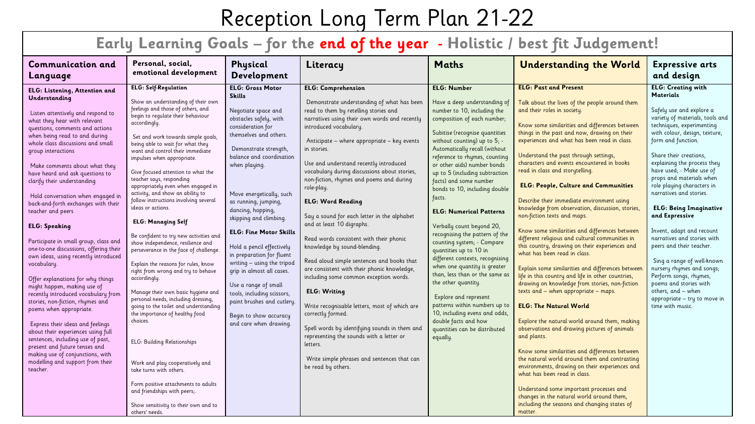# Reception Long Term Plan 21-22

## Early Learning Goals – for the end of the year - Holistic / best fit Judgement!

| Communication and Language | Personal, social, emotional development | Physical Development | Literacy | Maths | Understanding the World | Expressive arts and design |
|---|---|---|---|---|---|---|
| **ELG: Listening, Attention and Understanding**<br><br>Listen attentively and respond to what they hear with relevant questions, comments and actions when being read to and during whole class discussions and small group interactions<br><br>Make comments about what they have heard and ask questions to clarify their understanding<br><br>Hold conversation when engaged in back-and-forth exchanges with their teacher and peers<br><br>**ELG: Speaking**<br><br>Participate in small group, class and one-to-one discussions, offering their own ideas, using recently introduced vocabulary.<br><br>Offer explanations for why things might happen, making use of recently introduced vocabulary from stories, non-fiction, rhymes and poems when appropriate.<br><br>Express their ideas and feelings about their experiences using full sentences, including use of past, present and future tenses and making use of conjunctions, with modelling and support from their teacher. | **ELG: Self-Regulation**<br><br>Show an understanding of their own feelings and those of others, and begin to regulate their behaviour accordingly.<br><br>Set and work towards simple goals, being able to wait for what they want and control their immediate impulses when appropriate.<br><br>Give focused attention to what the teacher says, responding appropriately even when engaged in activity, and show an ability to follow instructions involving several ideas or actions.<br><br>**ELG: Managing Self**<br><br>Be confident to try new activities and show independence, resilience and perseverance in the face of challenge.<br><br>Explain the reasons for rules, know right from wrong and try to behave accordingly.<br><br>Manage their own basic hygiene and personal needs, including dressing, going to the toilet and understanding the importance of healthy food choices.<br><br>ELG: Building Relationships<br><br>Work and play cooperatively and take turns with others.<br><br>Form positive attachments to adults and friendships with peers;.<br><br>Show sensitivity to their own and to others' needs. | **ELG: Gross Motor Skills**<br><br>Negotiate space and obstacles safely, with consideration for themselves and others.<br><br>Demonstrate strength, balance and coordination when playing.<br><br>Move energetically, such as running, jumping, dancing, hopping, skipping and climbing.<br><br>**ELG: Fine Motor Skills**<br><br>Hold a pencil effectively in preparation for fluent writing – using the tripod grip in almost all cases.<br><br>Use a range of small tools, including scissors, paint brushes and cutlery.<br><br>Begin to show accuracy and care when drawing. | **ELG: Comprehension**<br><br>Demonstrate understanding of what has been read to them by retelling stories and narratives using their own words and recently introduced vocabulary.<br><br>Anticipate – where appropriate – key events in stories.<br><br>Use and understand recently introduced vocabulary during discussions about stories, non-fiction, rhymes and poems and during role-play.<br><br>**ELG: Word Reading**<br><br>Say a sound for each letter in the alphabet and at least 10 digraphs.<br><br>Read words consistent with their phonic knowledge by sound-blending.<br><br>Read aloud simple sentences and books that are consistent with their phonic knowledge, including some common exception words.<br><br>**ELG: Writing**<br><br>Write recognisable letters, most of which are correctly formed.<br><br>Spell words by identifying sounds in them and representing the sounds with a letter or letters.<br><br>Write simple phrases and sentences that can be read by others. | **ELG: Number**<br><br>Have a deep understanding of number to 10, including the composition of each number;<br><br>Subitise (recognise quantities without counting) up to 5; - Automatically recall (without reference to rhymes, counting or other aids) number bonds up to 5 (including subtraction facts) and some number bonds to 10, including double facts.<br><br>**ELG: Numerical Patterns**<br><br>Verbally count beyond 20, recognising the pattern of the counting system; - Compare quantities up to 10 in different contexts, recognising when one quantity is greater than, less than or the same as the other quantity.<br><br>Explore and represent patterns within numbers up to 10, including evens and odds, double facts and how quantities can be distributed equally. | **ELG: Past and Present**<br><br>Talk about the lives of the people around them and their roles in society.<br><br>Know some similarities and differences between things in the past and now, drawing on their experiences and what has been read in class.<br><br>Understand the past through settings, characters and events encountered in books read in class and storytelling.<br><br>**ELG: People, Culture and Communities**<br><br>Describe their immediate environment using knowledge from observation, discussion, stories, non-fiction texts and maps.<br><br>Know some similarities and differences between different religious and cultural communities in this country, drawing on their experiences and what has been read in class.<br><br>Explain some similarities and differences between life in this country and life in other countries, drawing on knowledge from stories, non-fiction texts and – when appropriate – maps.<br><br>**ELG: The Natural World**<br><br>Explore the natural world around them, making observations and drawing pictures of animals and plants.<br><br>Know some similarities and differences between the natural world around them and contrasting environments, drawing on their experiences and what has been read in class.<br><br>Understand some important processes and changes in the natural world around them, including the seasons and changing states of matter. | **ELG: Creating with Materials**<br><br>Safely use and explore a variety of materials, tools and techniques, experimenting with colour, design, texture, form and function.<br><br>Share their creations, explaining the process they have used; - Make use of props and materials when role playing characters in narratives and stories.<br><br>**ELG: Being Imaginative and Expressive**<br><br>Invent, adapt and recount narratives and stories with peers and their teacher.<br><br>Sing a range of well-known nursery rhymes and songs; Perform songs, rhymes, poems and stories with others, and – when appropriate – try to move in time with music. |